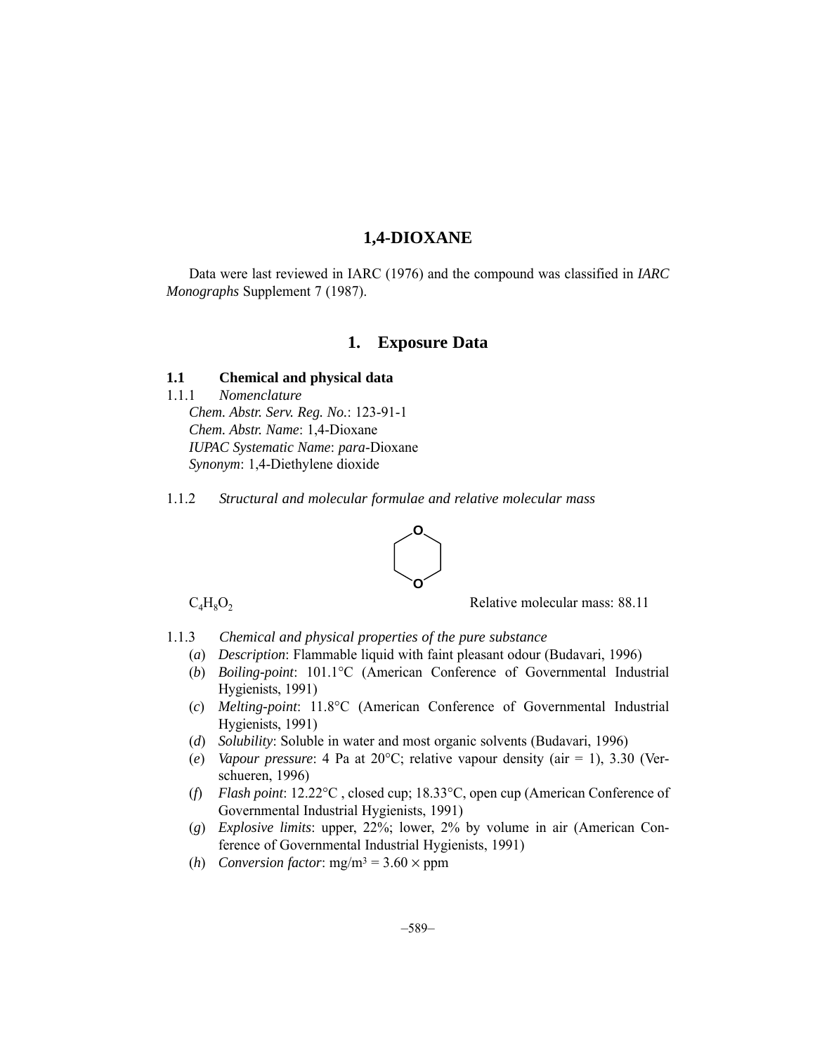# 1,4-DIOXANE

Data were last reviewed in IARC (1976) and the compound was classified in *IARC Monographs* Supplement 7 (1987).

## 1. Exposure Data

### 1.1 Chemical and physical data

1.1.1 *Nomenclature*

*Chem. Abstr. Serv. Reg. No.*: 123-91-1
*Chem. Abstr. Name*: 1,4-Dioxane
*IUPAC Systematic Name*: *para*-Dioxane
*Synonym*: 1,4-Diethylene dioxide

1.1.2 *Structural and molecular formulae and relative molecular mass*

$C_4H_8O_2$ Relative molecular mass: 88.11

1.1.3 *Chemical and physical properties of the pure substance*

(*a*) *Description*: Flammable liquid with faint pleasant odour (Budavari, 1996)
(*b*) *Boiling-point*: 101.1°C (American Conference of Governmental Industrial Hygienists, 1991)
(*c*) *Melting-point*: 11.8°C (American Conference of Governmental Industrial Hygienists, 1991)
(*d*) *Solubility*: Soluble in water and most organic solvents (Budavari, 1996)
(*e*) *Vapour pressure*: 4 Pa at 20°C; relative vapour density (air = 1), 3.30 (Verschueren, 1996)
(*f*) *Flash point*: 12.22°C , closed cup; 18.33°C, open cup (American Conference of Governmental Industrial Hygienists, 1991)
(*g*) *Explosive limits*: upper, 22%; lower, 2% by volume in air (American Conference of Governmental Industrial Hygienists, 1991)
(*h*) *Conversion factor*: $mg/m^3 = 3.60 \times ppm$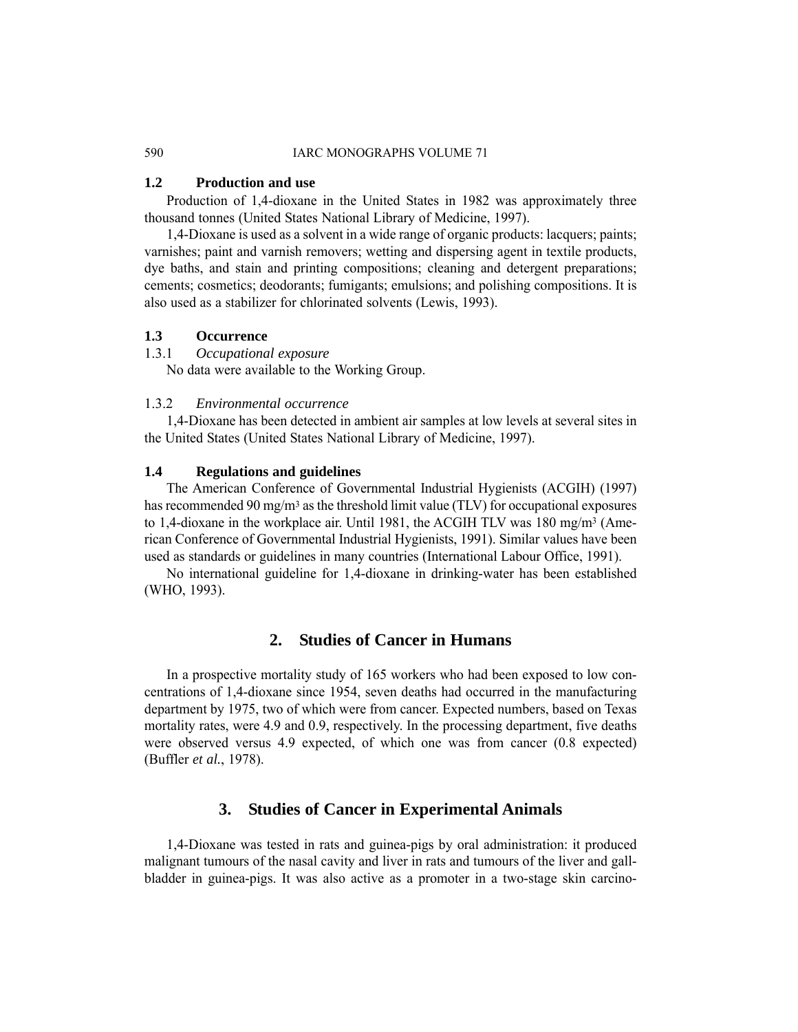### 1.2 Production and use

Production of 1,4-dioxane in the United States in 1982 was approximately three thousand tonnes (United States National Library of Medicine, 1997).

1,4-Dioxane is used as a solvent in a wide range of organic products: lacquers; paints; varnishes; paint and varnish removers; wetting and dispersing agent in textile products, dye baths, and stain and printing compositions; cleaning and detergent preparations; cements; cosmetics; deodorants; fumigants; emulsions; and polishing compositions. It is also used as a stabilizer for chlorinated solvents (Lewis, 1993).

### 1.3 Occurrence

#### 1.3.1 *Occupational exposure*

No data were available to the Working Group.

#### 1.3.2 *Environmental occurrence*

1,4-Dioxane has been detected in ambient air samples at low levels at several sites in the United States (United States National Library of Medicine, 1997).

### 1.4 Regulations and guidelines

The American Conference of Governmental Industrial Hygienists (ACGIH) (1997) has recommended 90 mg/m$^3$ as the threshold limit value (TLV) for occupational exposures to 1,4-dioxane in the workplace air. Until 1981, the ACGIH TLV was 180 mg/m$^3$ (American Conference of Governmental Industrial Hygienists, 1991). Similar values have been used as standards or guidelines in many countries (International Labour Office, 1991).

No international guideline for 1,4-dioxane in drinking-water has been established (WHO, 1993).

## 2. Studies of Cancer in Humans

In a prospective mortality study of 165 workers who had been exposed to low concentrations of 1,4-dioxane since 1954, seven deaths had occurred in the manufacturing department by 1975, two of which were from cancer. Expected numbers, based on Texas mortality rates, were 4.9 and 0.9, respectively. In the processing department, five deaths were observed versus 4.9 expected, of which one was from cancer (0.8 expected) (Buffler *et al.*, 1978).

## 3. Studies of Cancer in Experimental Animals

1,4-Dioxane was tested in rats and guinea-pigs by oral administration: it produced malignant tumours of the nasal cavity and liver in rats and tumours of the liver and gall-bladder in guinea-pigs. It was also active as a promoter in a two-stage skin carcino-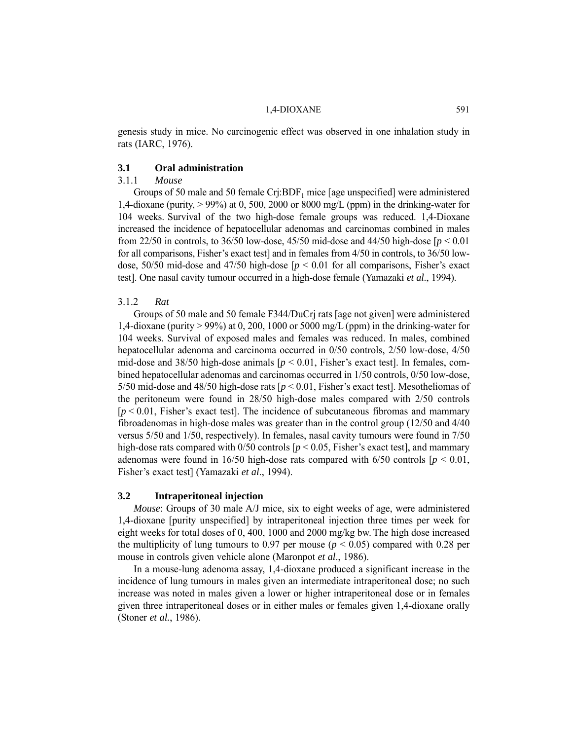genesis study in mice. No carcinogenic effect was observed in one inhalation study in rats (IARC, 1976).

## 3.1 Oral administration

### 3.1.1 *Mouse*

Groups of 50 male and 50 female Crj:BDF$_1$ mice [age unspecified] were administered 1,4-dioxane (purity, > 99%) at 0, 500, 2000 or 8000 mg/L (ppm) in the drinking-water for 104 weeks. Survival of the two high-dose female groups was reduced. 1,4-Dioxane increased the incidence of hepatocellular adenomas and carcinomas combined in males from 22/50 in controls, to 36/50 low-dose, 45/50 mid-dose and 44/50 high-dose [$p < 0.01$ for all comparisons, Fisher's exact test] and in females from 4/50 in controls, to 36/50 low-dose, 50/50 mid-dose and 47/50 high-dose [$p < 0.01$ for all comparisons, Fisher's exact test]. One nasal cavity tumour occurred in a high-dose female (Yamazaki *et al*., 1994).

### 3.1.2 *Rat*

Groups of 50 male and 50 female F344/DuCrj rats [age not given] were administered 1,4-dioxane (purity > 99%) at 0, 200, 1000 or 5000 mg/L (ppm) in the drinking-water for 104 weeks. Survival of exposed males and females was reduced. In males, combined hepatocellular adenoma and carcinoma occurred in 0/50 controls, 2/50 low-dose, 4/50 mid-dose and 38/50 high-dose animals [$p < 0.01$, Fisher's exact test]. In females, combined hepatocellular adenomas and carcinomas occurred in 1/50 controls, 0/50 low-dose, 5/50 mid-dose and 48/50 high-dose rats [$p < 0.01$, Fisher's exact test]. Mesotheliomas of the peritoneum were found in 28/50 high-dose males compared with 2/50 controls [$p < 0.01$, Fisher's exact test]. The incidence of subcutaneous fibromas and mammary fibroadenomas in high-dose males was greater than in the control group (12/50 and 4/40 versus 5/50 and 1/50, respectively). In females, nasal cavity tumours were found in 7/50 high-dose rats compared with 0/50 controls [$p < 0.05$, Fisher's exact test], and mammary adenomas were found in 16/50 high-dose rats compared with 6/50 controls [$p < 0.01$, Fisher's exact test] (Yamazaki *et al*., 1994).

## 3.2 Intraperitoneal injection

*Mouse*: Groups of 30 male A/J mice, six to eight weeks of age, were administered 1,4-dioxane [purity unspecified] by intraperitoneal injection three times per week for eight weeks for total doses of 0, 400, 1000 and 2000 mg/kg bw. The high dose increased the multiplicity of lung tumours to 0.97 per mouse ($p < 0.05$) compared with 0.28 per mouse in controls given vehicle alone (Maronpot *et al*., 1986).

In a mouse-lung adenoma assay, 1,4-dioxane produced a significant increase in the incidence of lung tumours in males given an intermediate intraperitoneal dose; no such increase was noted in males given a lower or higher intraperitoneal dose or in females given three intraperitoneal doses or in either males or females given 1,4-dioxane orally (Stoner *et al*., 1986).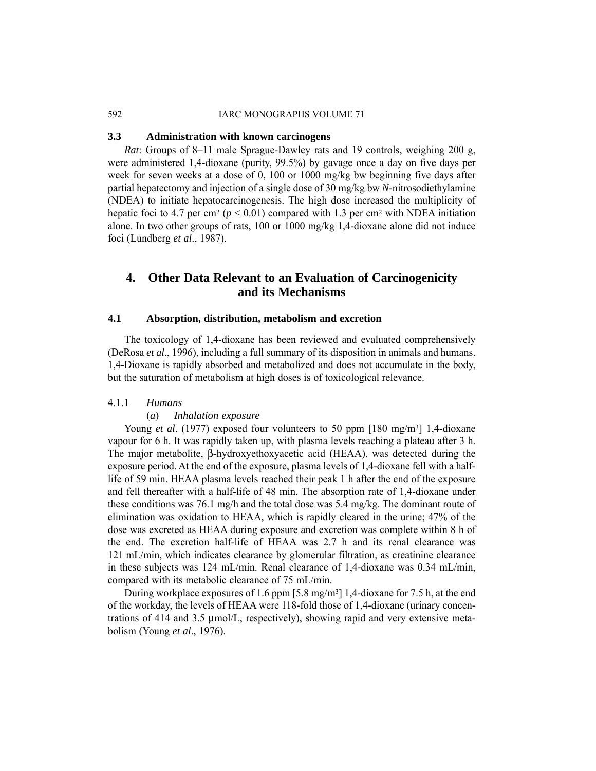### 3.3 Administration with known carcinogens

*Rat*: Groups of 8–11 male Sprague-Dawley rats and 19 controls, weighing 200 g, were administered 1,4-dioxane (purity, 99.5%) by gavage once a day on five days per week for seven weeks at a dose of 0, 100 or 1000 mg/kg bw beginning five days after partial hepatectomy and injection of a single dose of 30 mg/kg bw *N*-nitrosodiethylamine (NDEA) to initiate hepatocarcinogenesis. The high dose increased the multiplicity of hepatic foci to 4.7 per $cm^2$ ($p < 0.01$) compared with 1.3 per $cm^2$ with NDEA initiation alone. In two other groups of rats, 100 or 1000 mg/kg 1,4-dioxane alone did not induce foci (Lundberg *et al*., 1987).

## 4. Other Data Relevant to an Evaluation of Carcinogenicity and its Mechanisms

### 4.1 Absorption, distribution, metabolism and excretion

The toxicology of 1,4-dioxane has been reviewed and evaluated comprehensively (DeRosa *et al*., 1996), including a full summary of its disposition in animals and humans. 1,4-Dioxane is rapidly absorbed and metabolized and does not accumulate in the body, but the saturation of metabolism at high doses is of toxicological relevance.

#### 4.1.1 *Humans*

##### (*a*) *Inhalation exposure*

Young *et al*. (1977) exposed four volunteers to 50 ppm [180 mg/$m^3$] 1,4-dioxane vapour for 6 h. It was rapidly taken up, with plasma levels reaching a plateau after 3 h. The major metabolite, β-hydroxyethoxyacetic acid (HEAA), was detected during the exposure period. At the end of the exposure, plasma levels of 1,4-dioxane fell with a half-life of 59 min. HEAA plasma levels reached their peak 1 h after the end of the exposure and fell thereafter with a half-life of 48 min. The absorption rate of 1,4-dioxane under these conditions was 76.1 mg/h and the total dose was 5.4 mg/kg. The dominant route of elimination was oxidation to HEAA, which is rapidly cleared in the urine; 47% of the dose was excreted as HEAA during exposure and excretion was complete within 8 h of the end. The excretion half-life of HEAA was 2.7 h and its renal clearance was 121 mL/min, which indicates clearance by glomerular filtration, as creatinine clearance in these subjects was 124 mL/min. Renal clearance of 1,4-dioxane was 0.34 mL/min, compared with its metabolic clearance of 75 mL/min.

During workplace exposures of 1.6 ppm [5.8 mg/$m^3$] 1,4-dioxane for 7.5 h, at the end of the workday, the levels of HEAA were 118-fold those of 1,4-dioxane (urinary concentrations of 414 and 3.5 μmol/L, respectively), showing rapid and very extensive metabolism (Young *et al*., 1976).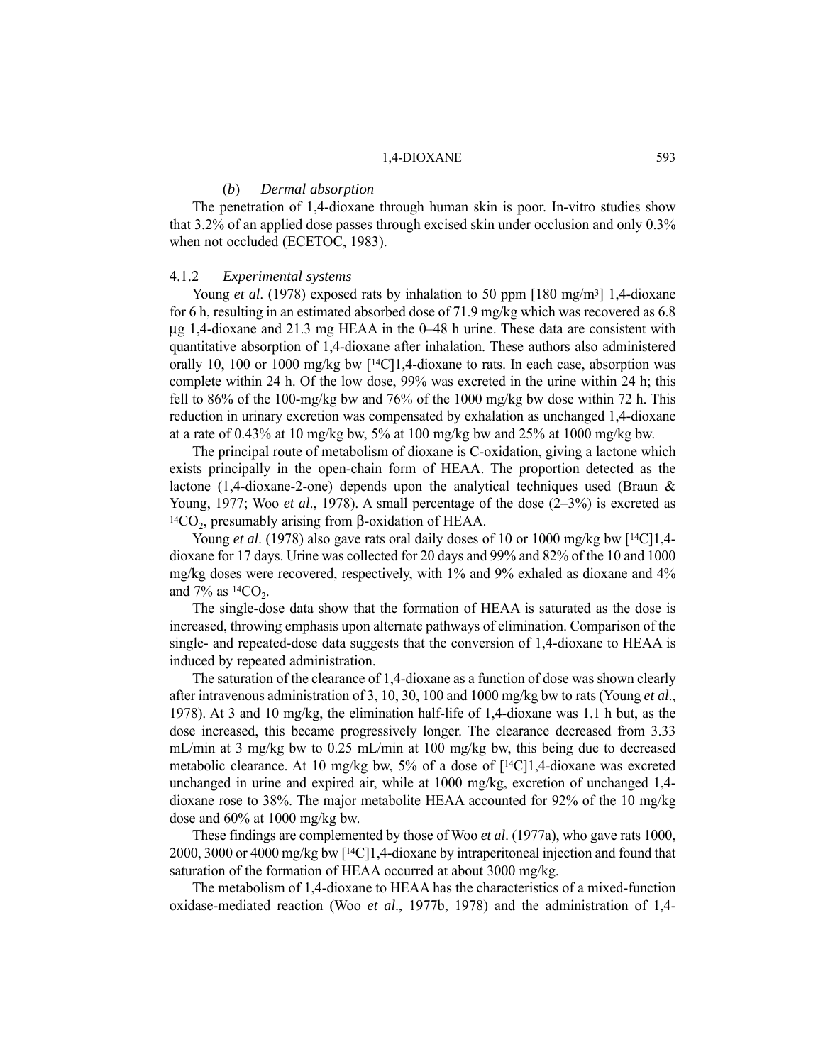#### (*b*) *Dermal absorption*

The penetration of 1,4-dioxane through human skin is poor. In-vitro studies show that 3.2% of an applied dose passes through excised skin under occlusion and only 0.3% when not occluded (ECETOC, 1983).

### 4.1.2 *Experimental systems*

Young *et al*. (1978) exposed rats by inhalation to 50 ppm [180 mg/m$^3$] 1,4-dioxane for 6 h, resulting in an estimated absorbed dose of 71.9 mg/kg which was recovered as 6.8 μg 1,4-dioxane and 21.3 mg HEAA in the 0–48 h urine. These data are consistent with quantitative absorption of 1,4-dioxane after inhalation. These authors also administered orally 10, 100 or 1000 mg/kg bw [$^{14}C$]1,4-dioxane to rats. In each case, absorption was complete within 24 h. Of the low dose, 99% was excreted in the urine within 24 h; this fell to 86% of the 100-mg/kg bw and 76% of the 1000 mg/kg bw dose within 72 h. This reduction in urinary excretion was compensated by exhalation as unchanged 1,4-dioxane at a rate of 0.43% at 10 mg/kg bw, 5% at 100 mg/kg bw and 25% at 1000 mg/kg bw.

The principal route of metabolism of dioxane is C-oxidation, giving a lactone which exists principally in the open-chain form of HEAA. The proportion detected as the lactone (1,4-dioxane-2-one) depends upon the analytical techniques used (Braun & Young, 1977; Woo *et al*., 1978). A small percentage of the dose (2–3%) is excreted as $^{14}CO_2$, presumably arising from β-oxidation of HEAA.

Young *et al*. (1978) also gave rats oral daily doses of 10 or 1000 mg/kg bw [$^{14}C$]1,4-dioxane for 17 days. Urine was collected for 20 days and 99% and 82% of the 10 and 1000 mg/kg doses were recovered, respectively, with 1% and 9% exhaled as dioxane and 4% and 7% as $^{14}CO_2$.

The single-dose data show that the formation of HEAA is saturated as the dose is increased, throwing emphasis upon alternate pathways of elimination. Comparison of the single- and repeated-dose data suggests that the conversion of 1,4-dioxane to HEAA is induced by repeated administration.

The saturation of the clearance of 1,4-dioxane as a function of dose was shown clearly after intravenous administration of 3, 10, 30, 100 and 1000 mg/kg bw to rats (Young *et al*., 1978). At 3 and 10 mg/kg, the elimination half-life of 1,4-dioxane was 1.1 h but, as the dose increased, this became progressively longer. The clearance decreased from 3.33 mL/min at 3 mg/kg bw to 0.25 mL/min at 100 mg/kg bw, this being due to decreased metabolic clearance. At 10 mg/kg bw, 5% of a dose of [$^{14}C$]1,4-dioxane was excreted unchanged in urine and expired air, while at 1000 mg/kg, excretion of unchanged 1,4-dioxane rose to 38%. The major metabolite HEAA accounted for 92% of the 10 mg/kg dose and 60% at 1000 mg/kg bw.

These findings are complemented by those of Woo *et al*. (1977a), who gave rats 1000, 2000, 3000 or 4000 mg/kg bw [$^{14}C$]1,4-dioxane by intraperitoneal injection and found that saturation of the formation of HEAA occurred at about 3000 mg/kg.

The metabolism of 1,4-dioxane to HEAA has the characteristics of a mixed-function oxidase-mediated reaction (Woo *et al*., 1977b, 1978) and the administration of 1,4-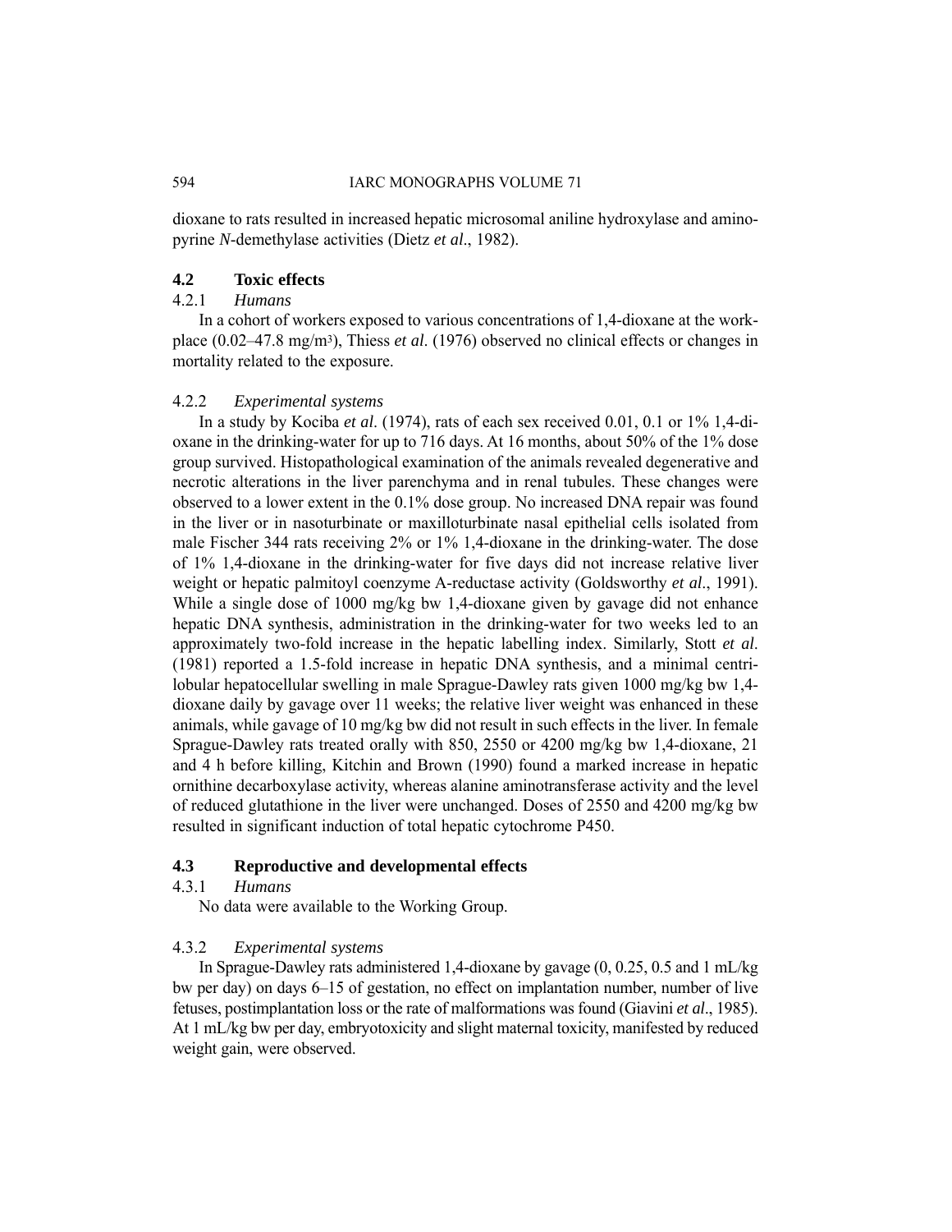dioxane to rats resulted in increased hepatic microsomal aniline hydroxylase and aminopyrine *N*-demethylase activities (Dietz *et al*., 1982).

## 4.2 Toxic effects

### 4.2.1 *Humans*

In a cohort of workers exposed to various concentrations of 1,4-dioxane at the workplace (0.02–47.8 mg/m$^3$), Thiess *et al*. (1976) observed no clinical effects or changes in mortality related to the exposure.

### 4.2.2 *Experimental systems*

In a study by Kociba *et al*. (1974), rats of each sex received 0.01, 0.1 or 1% 1,4-dioxane in the drinking-water for up to 716 days. At 16 months, about 50% of the 1% dose group survived. Histopathological examination of the animals revealed degenerative and necrotic alterations in the liver parenchyma and in renal tubules. These changes were observed to a lower extent in the 0.1% dose group. No increased DNA repair was found in the liver or in nasoturbinate or maxilloturbinate nasal epithelial cells isolated from male Fischer 344 rats receiving 2% or 1% 1,4-dioxane in the drinking-water. The dose of 1% 1,4-dioxane in the drinking-water for five days did not increase relative liver weight or hepatic palmitoyl coenzyme A-reductase activity (Goldsworthy *et al*., 1991). While a single dose of 1000 mg/kg bw 1,4-dioxane given by gavage did not enhance hepatic DNA synthesis, administration in the drinking-water for two weeks led to an approximately two-fold increase in the hepatic labelling index. Similarly, Stott *et al*. (1981) reported a 1.5-fold increase in hepatic DNA synthesis, and a minimal centrilobular hepatocellular swelling in male Sprague-Dawley rats given 1000 mg/kg bw 1,4-dioxane daily by gavage over 11 weeks; the relative liver weight was enhanced in these animals, while gavage of 10 mg/kg bw did not result in such effects in the liver. In female Sprague-Dawley rats treated orally with 850, 2550 or 4200 mg/kg bw 1,4-dioxane, 21 and 4 h before killing, Kitchin and Brown (1990) found a marked increase in hepatic ornithine decarboxylase activity, whereas alanine aminotransferase activity and the level of reduced glutathione in the liver were unchanged. Doses of 2550 and 4200 mg/kg bw resulted in significant induction of total hepatic cytochrome P450.

## 4.3 Reproductive and developmental effects

### 4.3.1 *Humans*

No data were available to the Working Group.

### 4.3.2 *Experimental systems*

In Sprague-Dawley rats administered 1,4-dioxane by gavage (0, 0.25, 0.5 and 1 mL/kg bw per day) on days 6–15 of gestation, no effect on implantation number, number of live fetuses, postimplantation loss or the rate of malformations was found (Giavini *et al*., 1985). At 1 mL/kg bw per day, embryotoxicity and slight maternal toxicity, manifested by reduced weight gain, were observed.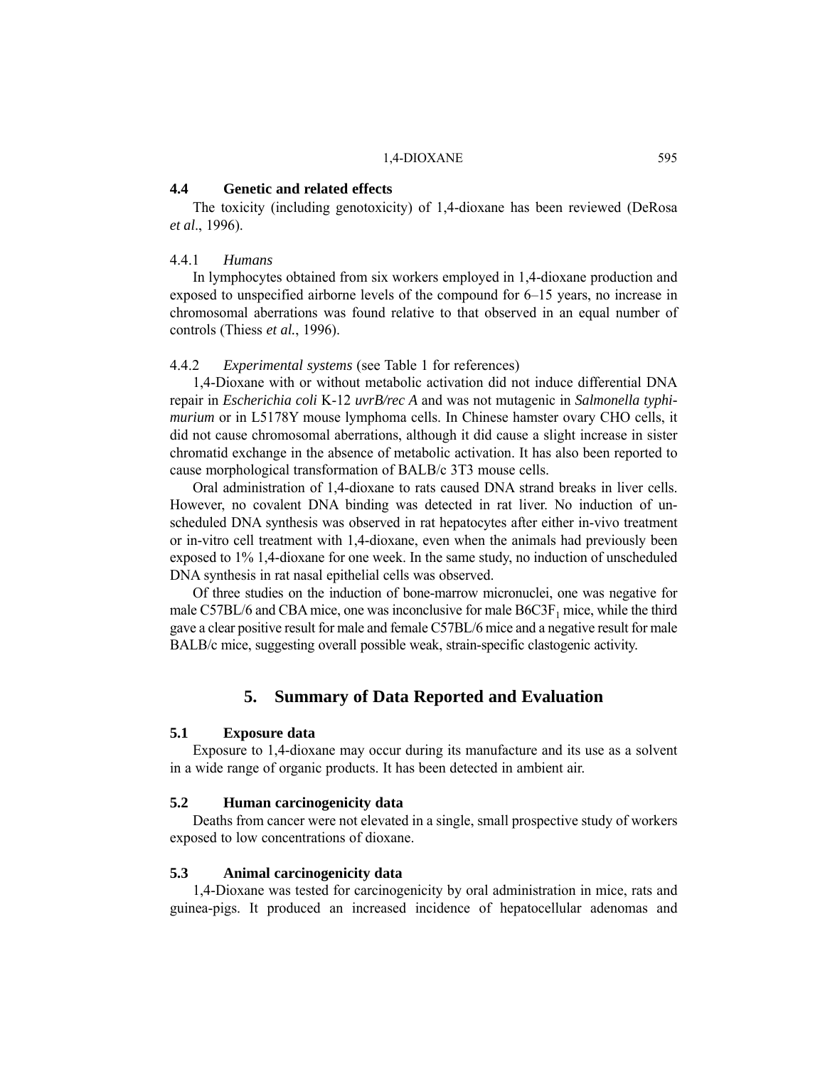### 4.4 Genetic and related effects

The toxicity (including genotoxicity) of 1,4-dioxane has been reviewed (DeRosa *et al*., 1996).

#### 4.4.1 *Humans*

In lymphocytes obtained from six workers employed in 1,4-dioxane production and exposed to unspecified airborne levels of the compound for 6–15 years, no increase in chromosomal aberrations was found relative to that observed in an equal number of controls (Thiess *et al.*, 1996).

#### 4.4.2 *Experimental systems* (see Table 1 for references)

1,4-Dioxane with or without metabolic activation did not induce differential DNA repair in *Escherichia coli* K-12 *uvrB/rec A* and was not mutagenic in *Salmonella typhimurium* or in L5178Y mouse lymphoma cells. In Chinese hamster ovary CHO cells, it did not cause chromosomal aberrations, although it did cause a slight increase in sister chromatid exchange in the absence of metabolic activation. It has also been reported to cause morphological transformation of BALB/c 3T3 mouse cells.

Oral administration of 1,4-dioxane to rats caused DNA strand breaks in liver cells. However, no covalent DNA binding was detected in rat liver. No induction of unscheduled DNA synthesis was observed in rat hepatocytes after either in-vivo treatment or in-vitro cell treatment with 1,4-dioxane, even when the animals had previously been exposed to 1% 1,4-dioxane for one week. In the same study, no induction of unscheduled DNA synthesis in rat nasal epithelial cells was observed.

Of three studies on the induction of bone-marrow micronuclei, one was negative for male C57BL/6 and CBA mice, one was inconclusive for male $B6C3F_1$ mice, while the third gave a clear positive result for male and female C57BL/6 mice and a negative result for male BALB/c mice, suggesting overall possible weak, strain-specific clastogenic activity.

## 5. Summary of Data Reported and Evaluation

### 5.1 Exposure data

Exposure to 1,4-dioxane may occur during its manufacture and its use as a solvent in a wide range of organic products. It has been detected in ambient air.

### 5.2 Human carcinogenicity data

Deaths from cancer were not elevated in a single, small prospective study of workers exposed to low concentrations of dioxane.

### 5.3 Animal carcinogenicity data

1,4-Dioxane was tested for carcinogenicity by oral administration in mice, rats and guinea-pigs. It produced an increased incidence of hepatocellular adenomas and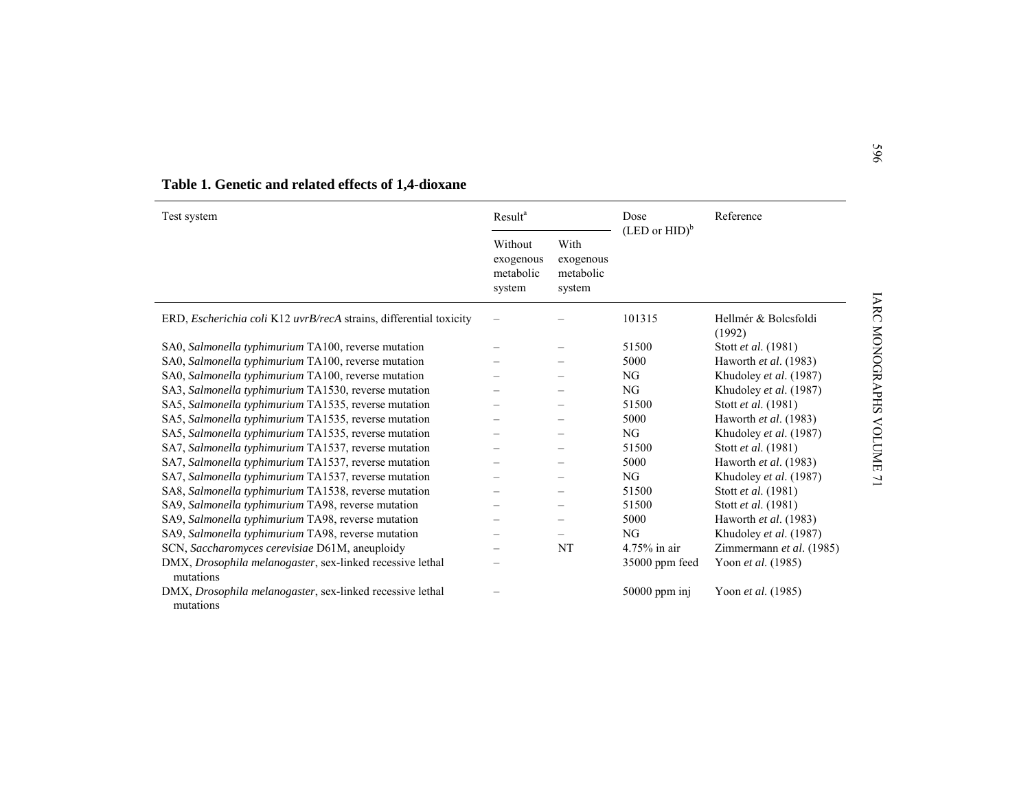**Table 1. Genetic and related effects of 1,4-dioxane**

| Test system | Result[a] | | Dose (LED or HID)[b] | Reference |
|---|---|---|---|---|
| | Without exogenous metabolic system | With exogenous metabolic system | | |
| ERD, *Escherichia coli* K12 *uvrB/recA* strains, differential toxicity | – | – | 101315 | Hellmér & Bolcsfoldi (1992) |
| SA0, *Salmonella typhimurium* TA100, reverse mutation | – | – | 51500 | Stott *et al.* (1981) |
| SA0, *Salmonella typhimurium* TA100, reverse mutation | – | – | 5000 | Haworth *et al*. (1983) |
| SA0, *Salmonella typhimurium* TA100, reverse mutation | – | – | NG | Khudoley *et al*. (1987) |
| SA3, *Salmonella typhimurium* TA1530, reverse mutation | – | – | NG | Khudoley *et al*. (1987) |
| SA5, *Salmonella typhimurium* TA1535, reverse mutation | – | – | 51500 | Stott *et al.* (1981) |
| SA5, *Salmonella typhimurium* TA1535, reverse mutation | – | – | 5000 | Haworth *et al*. (1983) |
| SA5, *Salmonella typhimurium* TA1535, reverse mutation | – | – | NG | Khudoley *et al*. (1987) |
| SA7, *Salmonella typhimurium* TA1537, reverse mutation | – | – | 51500 | Stott *et al.* (1981) |
| SA7, *Salmonella typhimurium* TA1537, reverse mutation | – | – | 5000 | Haworth *et al*. (1983) |
| SA7, *Salmonella typhimurium* TA1537, reverse mutation | – | – | NG | Khudoley *et al*. (1987) |
| SA8, *Salmonella typhimurium* TA1538, reverse mutation | – | – | 51500 | Stott *et al.* (1981) |
| SA9, *Salmonella typhimurium* TA98, reverse mutation | – | – | 51500 | Stott *et al.* (1981) |
| SA9, *Salmonella typhimurium* TA98, reverse mutation | – | – | 5000 | Haworth *et al*. (1983) |
| SA9, *Salmonella typhimurium* TA98, reverse mutation | – | – | NG | Khudoley *et al*. (1987) |
| SCN, *Saccharomyces cerevisiae* D61M, aneuploidy | – | NT | 4.75% in air | Zimmermann *et al*. (1985) |
| DMX, *Drosophila melanogaster*, sex-linked recessive lethal mutations | – | | 35000 ppm feed | Yoon *et al*. (1985) |
| DMX, *Drosophila melanogaster*, sex-linked recessive lethal mutations | – | | 50000 ppm inj | Yoon *et al*. (1985) |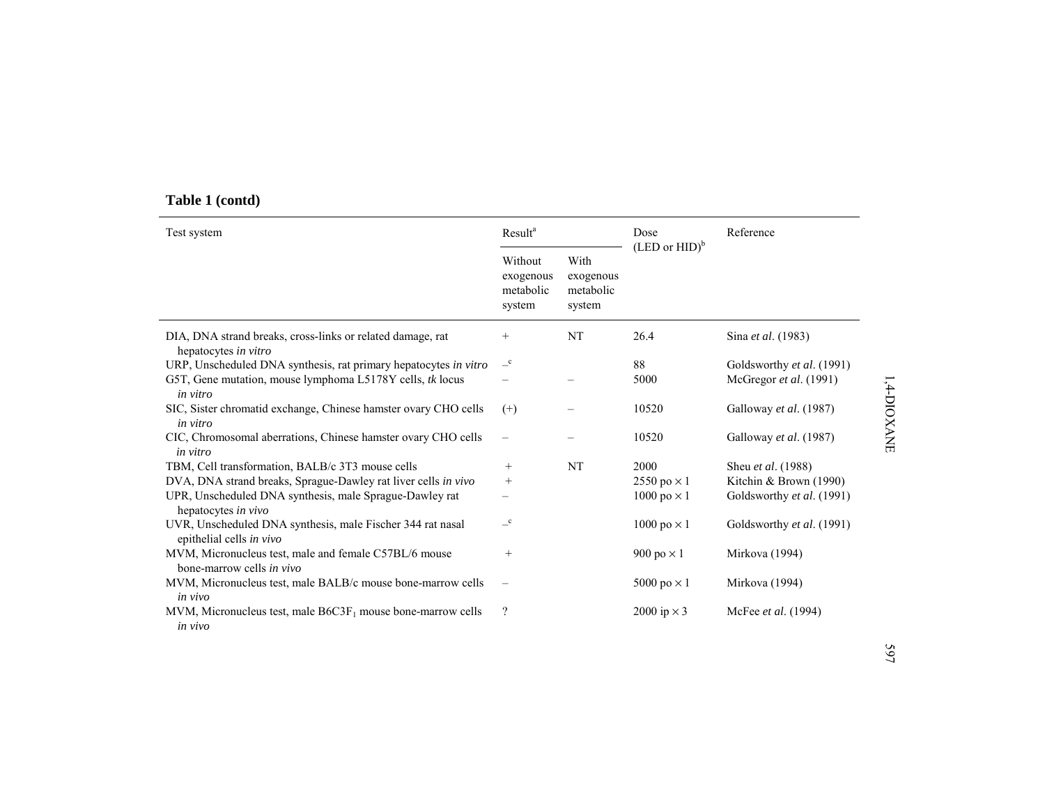**Table 1 (contd)**

| Test system | Result[a] | | Dose (LED or HID)[b] | Reference |
|---|---|---|---|---|
| | Without exogenous metabolic system | With exogenous metabolic system | | |
| DIA, DNA strand breaks, cross-links or related damage, rat hepatocytes *in vitro* | + | NT | 26.4 | Sina *et al*. (1983) |
| URP, Unscheduled DNA synthesis, rat primary hepatocytes *in vitro* | –[c] | | 88 | Goldsworthy *et al*. (1991) |
| G5T, Gene mutation, mouse lymphoma L5178Y cells, *tk* locus *in vitro* | – | – | 5000 | McGregor *et al*. (1991) |
| SIC, Sister chromatid exchange, Chinese hamster ovary CHO cells *in vitro* | (+) | – | 10520 | Galloway *et al*. (1987) |
| CIC, Chromosomal aberrations, Chinese hamster ovary CHO cells *in vitro* | – | – | 10520 | Galloway *et al*. (1987) |
| TBM, Cell transformation, BALB/c 3T3 mouse cells | + | NT | 2000 | Sheu *et al*. (1988) |
| DVA, DNA strand breaks, Sprague-Dawley rat liver cells *in vivo* | + | | 2550 po × 1 | Kitchin & Brown (1990) |
| UPR, Unscheduled DNA synthesis, male Sprague-Dawley rat hepatocytes *in vivo* | – | | 1000 po × 1 | Goldsworthy *et al*. (1991) |
| UVR, Unscheduled DNA synthesis, male Fischer 344 rat nasal epithelial cells *in vivo* | –[c] | | 1000 po × 1 | Goldsworthy *et al*. (1991) |
| MVM, Micronucleus test, male and female C57BL/6 mouse bone-marrow cells *in vivo* | + | | 900 po × 1 | Mirkova (1994) |
| MVM, Micronucleus test, male BALB/c mouse bone-marrow cells *in vivo* | – | | 5000 po × 1 | Mirkova (1994) |
| MVM, Micronucleus test, male B6C3F$_1$ mouse bone-marrow cells *in vivo* | ? | | 2000 ip × 3 | McFee *et al*. (1994) |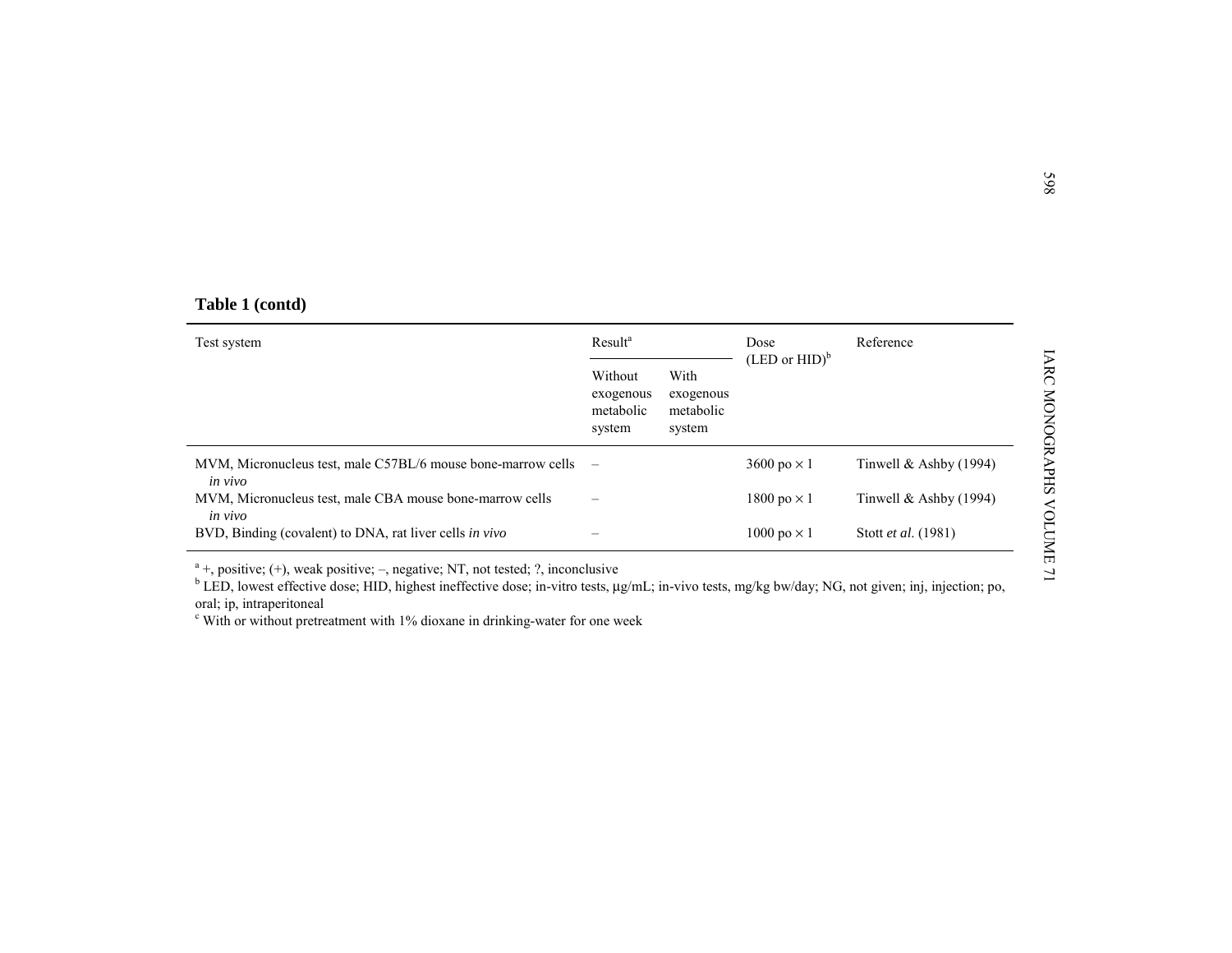**Table 1 (contd)**

| Test system | Result[a] | | Dose (LED or HID)[b] | Reference |
|---|---|---|---|---|
| | Without exogenous metabolic system | With exogenous metabolic system | | |
| MVM, Micronucleus test, male C57BL/6 mouse bone-marrow cells *in vivo* | – | | 3600 po × 1 | Tinwell & Ashby (1994) |
| MVM, Micronucleus test, male CBA mouse bone-marrow cells *in vivo* | – | | 1800 po × 1 | Tinwell & Ashby (1994) |
| BVD, Binding (covalent) to DNA, rat liver cells *in vivo* | – | | 1000 po × 1 | Stott *et al.* (1981) |

[a] +, positive; (+), weak positive; –, negative; NT, not tested; ?, inconclusive
[b] LED, lowest effective dose; HID, highest ineffective dose; in-vitro tests, μg/mL; in-vivo tests, mg/kg bw/day; NG, not given; inj, injection; po, oral; ip, intraperitoneal
[c] With or without pretreatment with 1% dioxane in drinking-water for one week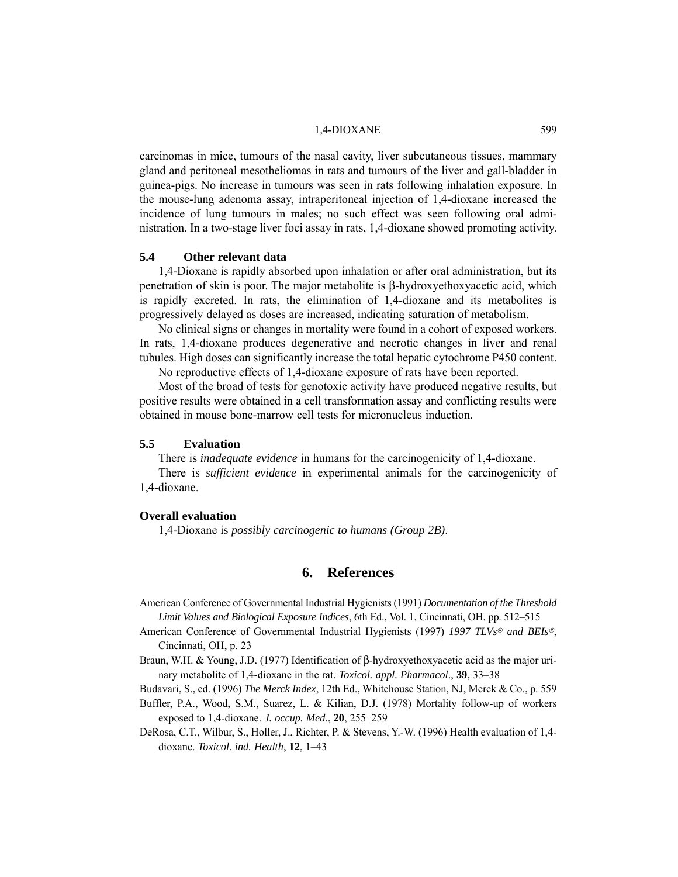carcinomas in mice, tumours of the nasal cavity, liver subcutaneous tissues, mammary gland and peritoneal mesotheliomas in rats and tumours of the liver and gall-bladder in guinea-pigs. No increase in tumours was seen in rats following inhalation exposure. In the mouse-lung adenoma assay, intraperitoneal injection of 1,4-dioxane increased the incidence of lung tumours in males; no such effect was seen following oral administration. In a two-stage liver foci assay in rats, 1,4-dioxane showed promoting activity.

### 5.4 Other relevant data

1,4-Dioxane is rapidly absorbed upon inhalation or after oral administration, but its penetration of skin is poor. The major metabolite is β-hydroxyethoxyacetic acid, which is rapidly excreted. In rats, the elimination of 1,4-dioxane and its metabolites is progressively delayed as doses are increased, indicating saturation of metabolism.

No clinical signs or changes in mortality were found in a cohort of exposed workers. In rats, 1,4-dioxane produces degenerative and necrotic changes in liver and renal tubules. High doses can significantly increase the total hepatic cytochrome P450 content.

No reproductive effects of 1,4-dioxane exposure of rats have been reported.

Most of the broad of tests for genotoxic activity have produced negative results, but positive results were obtained in a cell transformation assay and conflicting results were obtained in mouse bone-marrow cell tests for micronucleus induction.

### 5.5 Evaluation

There is *inadequate evidence* in humans for the carcinogenicity of 1,4-dioxane.

There is *sufficient evidence* in experimental animals for the carcinogenicity of 1,4-dioxane.

#### Overall evaluation

1,4-Dioxane is *possibly carcinogenic to humans (Group 2B)*.

## 6. References

American Conference of Governmental Industrial Hygienists (1991) *Documentation of the Threshold Limit Values and Biological Exposure Indices*, 6th Ed., Vol. 1, Cincinnati, OH, pp. 512–515

American Conference of Governmental Industrial Hygienists (1997) *1997 TLVs® and BEIs®*, Cincinnati, OH, p. 23

Braun, W.H. & Young, J.D. (1977) Identification of β-hydroxyethoxyacetic acid as the major urinary metabolite of 1,4-dioxane in the rat. *Toxicol. appl. Pharmacol*., **39**, 33–38

Budavari, S., ed. (1996) *The Merck Index*, 12th Ed., Whitehouse Station, NJ, Merck & Co., p. 559

Buffler, P.A., Wood, S.M., Suarez, L. & Kilian, D.J. (1978) Mortality follow-up of workers exposed to 1,4-dioxane. *J. occup. Med.*, **20**, 255–259

DeRosa, C.T., Wilbur, S., Holler, J., Richter, P. & Stevens, Y.-W. (1996) Health evaluation of 1,4-dioxane. *Toxicol. ind. Health*, **12**, 1–43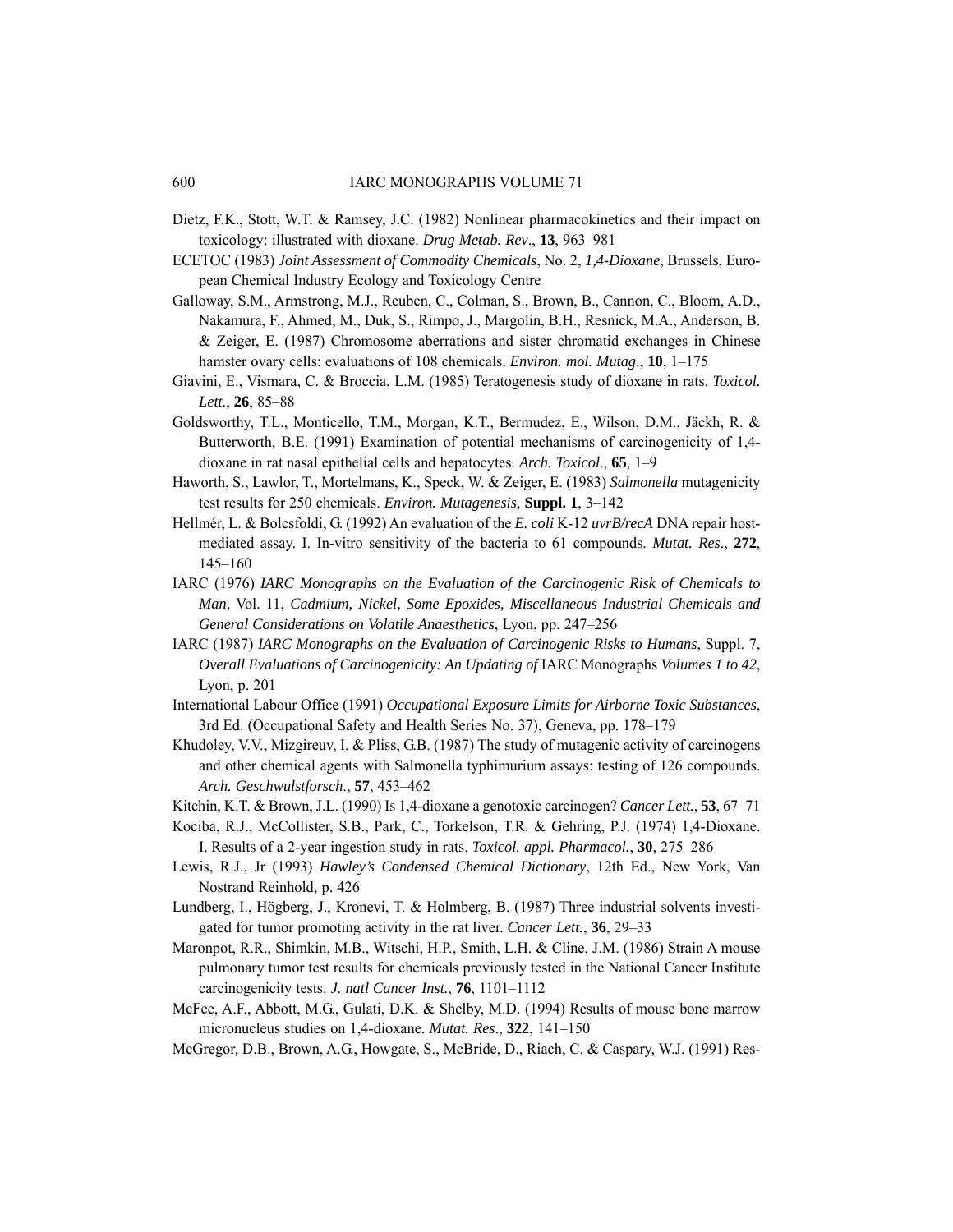Dietz, F.K., Stott, W.T. & Ramsey, J.C. (1982) Nonlinear pharmacokinetics and their impact on toxicology: illustrated with dioxane. *Drug Metab. Rev*., **13**, 963–981

ECETOC (1983) *Joint Assessment of Commodity Chemicals*, No. 2, *1,4-Dioxane*, Brussels, European Chemical Industry Ecology and Toxicology Centre

Galloway, S.M., Armstrong, M.J., Reuben, C., Colman, S., Brown, B., Cannon, C., Bloom, A.D., Nakamura, F., Ahmed, M., Duk, S., Rimpo, J., Margolin, B.H., Resnick, M.A., Anderson, B. & Zeiger, E. (1987) Chromosome aberrations and sister chromatid exchanges in Chinese hamster ovary cells: evaluations of 108 chemicals. *Environ. mol. Mutag*., **10**, 1–175

Giavini, E., Vismara, C. & Broccia, L.M. (1985) Teratogenesis study of dioxane in rats. *Toxicol. Lett.*, **26**, 85–88

Goldsworthy, T.L., Monticello, T.M., Morgan, K.T., Bermudez, E., Wilson, D.M., Jäckh, R. & Butterworth, B.E. (1991) Examination of potential mechanisms of carcinogenicity of 1,4-dioxane in rat nasal epithelial cells and hepatocytes. *Arch. Toxicol*., **65**, 1–9

Haworth, S., Lawlor, T., Mortelmans, K., Speck, W. & Zeiger, E. (1983) *Salmonella* mutagenicity test results for 250 chemicals. *Environ. Mutagenesis*, **Suppl. 1**, 3–142

Hellmér, L. & Bolcsfoldi, G. (1992) An evaluation of the *E. coli* K-12 *uvrB/recA* DNA repair host-mediated assay. I. In-vitro sensitivity of the bacteria to 61 compounds. *Mutat. Res*., **272**, 145–160

IARC (1976) *IARC Monographs on the Evaluation of the Carcinogenic Risk of Chemicals to Man*, Vol. 11, *Cadmium, Nickel, Some Epoxides, Miscellaneous Industrial Chemicals and General Considerations on Volatile Anaesthetics*, Lyon, pp. 247–256

IARC (1987) *IARC Monographs on the Evaluation of Carcinogenic Risks to Humans*, Suppl. 7, *Overall Evaluations of Carcinogenicity: An Updating of* IARC Monographs *Volumes 1 to 42*, Lyon, p. 201

International Labour Office (1991) *Occupational Exposure Limits for Airborne Toxic Substances*, 3rd Ed. (Occupational Safety and Health Series No. 37), Geneva, pp. 178–179

Khudoley, V.V., Mizgireuv, I. & Pliss, G.B. (1987) The study of mutagenic activity of carcinogens and other chemical agents with Salmonella typhimurium assays: testing of 126 compounds. *Arch. Geschwulstforsch*., **57**, 453–462

Kitchin, K.T. & Brown, J.L. (1990) Is 1,4-dioxane a genotoxic carcinogen? *Cancer Lett.*, **53**, 67–71

Kociba, R.J., McCollister, S.B., Park, C., Torkelson, T.R. & Gehring, P.J. (1974) 1,4-Dioxane. I. Results of a 2-year ingestion study in rats. *Toxicol. appl. Pharmacol.*, **30**, 275–286

Lewis, R.J., Jr (1993) *Hawley's Condensed Chemical Dictionary*, 12th Ed., New York, Van Nostrand Reinhold, p. 426

Lundberg, I., Högberg, J., Kronevi, T. & Holmberg, B. (1987) Three industrial solvents investigated for tumor promoting activity in the rat liver. *Cancer Lett.*, **36**, 29–33

Maronpot, R.R., Shimkin, M.B., Witschi, H.P., Smith, L.H. & Cline, J.M. (1986) Strain A mouse pulmonary tumor test results for chemicals previously tested in the National Cancer Institute carcinogenicity tests. *J. natl Cancer Inst.*, **76**, 1101–1112

McFee, A.F., Abbott, M.G., Gulati, D.K. & Shelby, M.D. (1994) Results of mouse bone marrow micronucleus studies on 1,4-dioxane. *Mutat. Res*., **322**, 141–150

McGregor, D.B., Brown, A.G., Howgate, S., McBride, D., Riach, C. & Caspary, W.J. (1991) Res-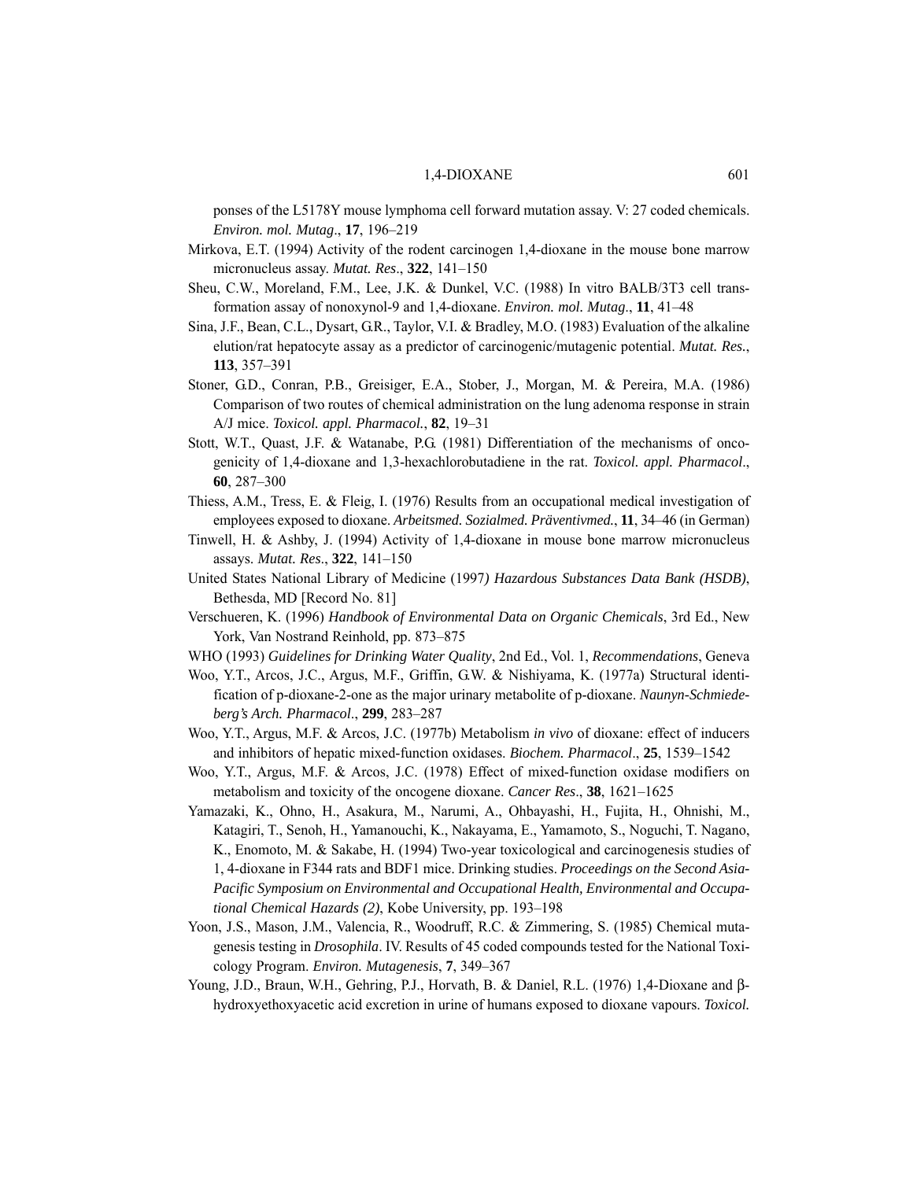ponses of the L5178Y mouse lymphoma cell forward mutation assay. V: 27 coded chemicals. *Environ. mol. Mutag*., **17**, 196–219

Mirkova, E.T. (1994) Activity of the rodent carcinogen 1,4-dioxane in the mouse bone marrow micronucleus assay. *Mutat. Res*., **322**, 141–150

Sheu, C.W., Moreland, F.M., Lee, J.K. & Dunkel, V.C. (1988) In vitro BALB/3T3 cell transformation assay of nonoxynol-9 and 1,4-dioxane. *Environ. mol. Mutag*., **11**, 41–48

Sina, J.F., Bean, C.L., Dysart, G.R., Taylor, V.I. & Bradley, M.O. (1983) Evaluation of the alkaline elution/rat hepatocyte assay as a predictor of carcinogenic/mutagenic potential. *Mutat. Res.*, **113**, 357–391

Stoner, G.D., Conran, P.B., Greisiger, E.A., Stober, J., Morgan, M. & Pereira, M.A. (1986) Comparison of two routes of chemical administration on the lung adenoma response in strain A/J mice. *Toxicol. appl. Pharmacol.*, **82**, 19–31

Stott, W.T., Quast, J.F. & Watanabe, P.G. (1981) Differentiation of the mechanisms of oncogenicity of 1,4-dioxane and 1,3-hexachlorobutadiene in the rat. *Toxicol. appl. Pharmacol*., **60**, 287–300

Thiess, A.M., Tress, E. & Fleig, I. (1976) Results from an occupational medical investigation of employees exposed to dioxane. *Arbeitsmed. Sozialmed. Präventivmed.*, **11**, 34–46 (in German)

Tinwell, H. & Ashby, J. (1994) Activity of 1,4-dioxane in mouse bone marrow micronucleus assays. *Mutat. Res*., **322**, 141–150

United States National Library of Medicine (1997*) Hazardous Substances Data Bank (HSDB)*, Bethesda, MD [Record No. 81]

Verschueren, K. (1996) *Handbook of Environmental Data on Organic Chemicals*, 3rd Ed., New York, Van Nostrand Reinhold, pp. 873–875

WHO (1993) *Guidelines for Drinking Water Quality*, 2nd Ed., Vol. 1, *Recommendations*, Geneva

Woo, Y.T., Arcos, J.C., Argus, M.F., Griffin, G.W. & Nishiyama, K. (1977a) Structural identification of p-dioxane-2-one as the major urinary metabolite of p-dioxane. *Naunyn-Schmiedeberg's Arch. Pharmacol*., **299**, 283–287

Woo, Y.T., Argus, M.F. & Arcos, J.C. (1977b) Metabolism *in vivo* of dioxane: effect of inducers and inhibitors of hepatic mixed-function oxidases. *Biochem. Pharmacol*., **25**, 1539–1542

Woo, Y.T., Argus, M.F. & Arcos, J.C. (1978) Effect of mixed-function oxidase modifiers on metabolism and toxicity of the oncogene dioxane. *Cancer Res*., **38**, 1621–1625

Yamazaki, K., Ohno, H., Asakura, M., Narumi, A., Ohbayashi, H., Fujita, H., Ohnishi, M., Katagiri, T., Senoh, H., Yamanouchi, K., Nakayama, E., Yamamoto, S., Noguchi, T. Nagano, K., Enomoto, M. & Sakabe, H. (1994) Two-year toxicological and carcinogenesis studies of 1, 4-dioxane in F344 rats and BDF1 mice. Drinking studies. *Proceedings on the Second Asia-Pacific Symposium on Environmental and Occupational Health, Environmental and Occupational Chemical Hazards (2)*, Kobe University, pp. 193–198

Yoon, J.S., Mason, J.M., Valencia, R., Woodruff, R.C. & Zimmering, S. (1985) Chemical mutagenesis testing in *Drosophila*. IV. Results of 45 coded compounds tested for the National Toxicology Program. *Environ. Mutagenesis*, **7**, 349–367

Young, J.D., Braun, W.H., Gehring, P.J., Horvath, B. & Daniel, R.L. (1976) 1,4-Dioxane and β-hydroxyethoxyacetic acid excretion in urine of humans exposed to dioxane vapours. *Toxicol.*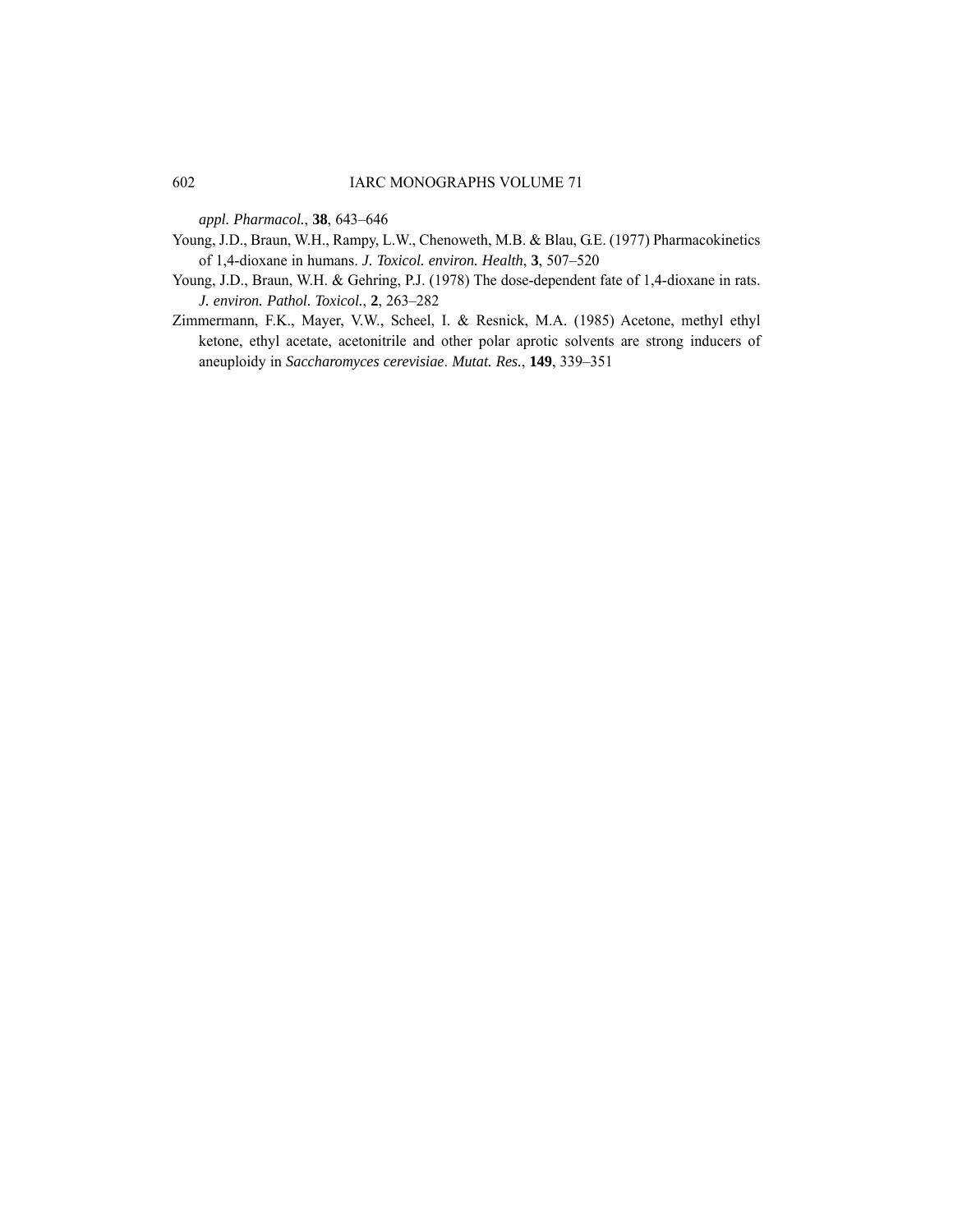*appl. Pharmacol.*, **38**, 643–646

Young, J.D., Braun, W.H., Rampy, L.W., Chenoweth, M.B. & Blau, G.E. (1977) Pharmacokinetics of 1,4-dioxane in humans. *J. Toxicol. environ. Health*, **3**, 507–520

Young, J.D., Braun, W.H. & Gehring, P.J. (1978) The dose-dependent fate of 1,4-dioxane in rats. *J. environ. Pathol. Toxicol.*, **2**, 263–282

Zimmermann, F.K., Mayer, V.W., Scheel, I. & Resnick, M.A. (1985) Acetone, methyl ethyl ketone, ethyl acetate, acetonitrile and other polar aprotic solvents are strong inducers of aneuploidy in *Saccharomyces cerevisiae*. *Mutat. Res.*, **149**, 339–351